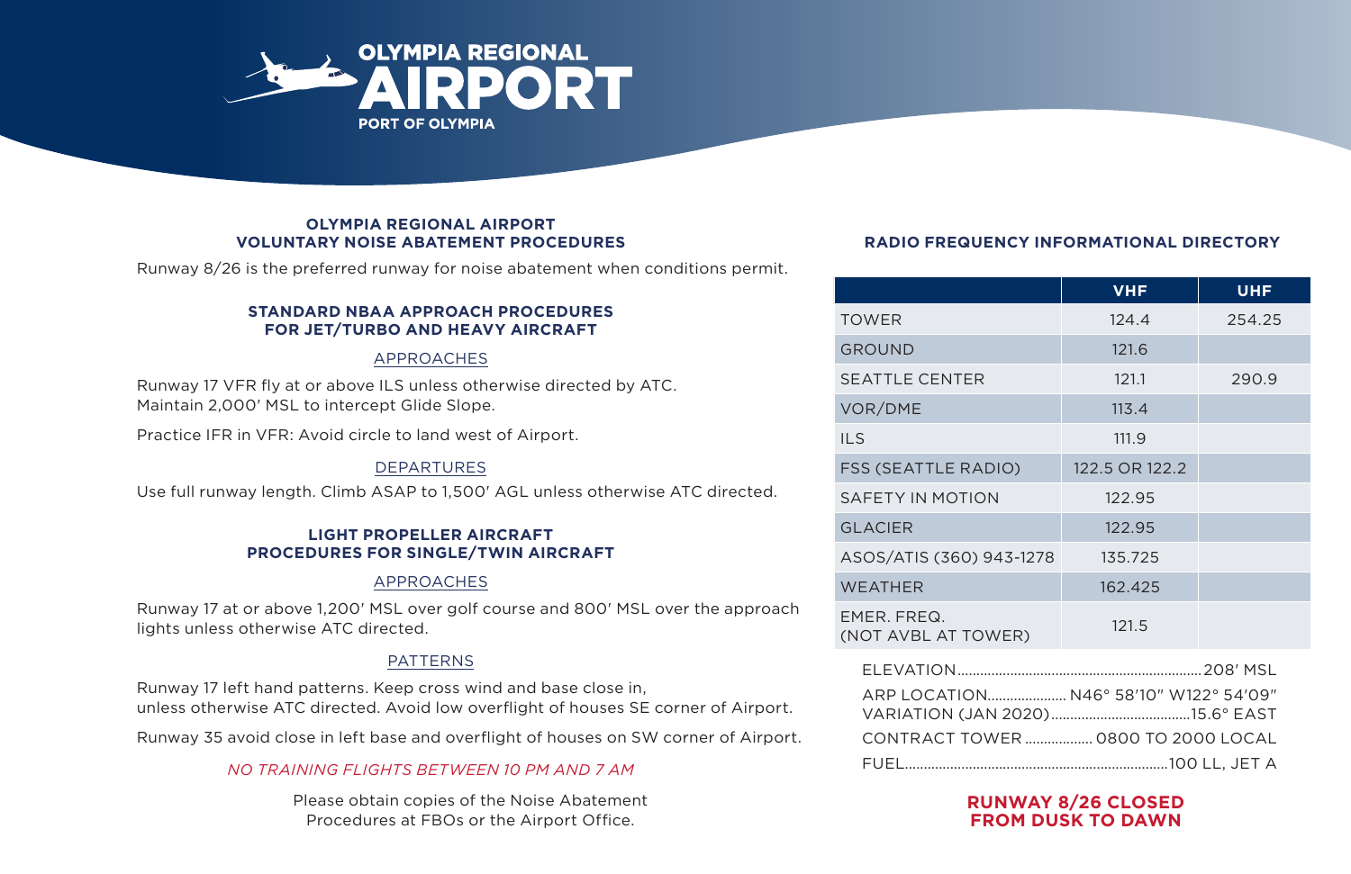# OLYMPIA REGIONAL AIRPORT

PORT OF OLYMPIA

## OLYMPIA REGIONAL AIRPORT VOLUNTARY NOISE ABATEMENT PROCEDURES

Runway 8/26 is the preferred runway for noise abatement when conditions permit.

### STANDARD NBAA APPROACH PROCEDURES FOR JET/TURBO AND HEAVY AIRCRAFT

#### APPROACHES

Runway 17 VFR fly at or above ILS unless otherwise directed by ATC. Maintain 2,000′ MSL to intercept Glide Slope.

Practice IFR in VFR: Avoid circle to land west of Airport.

#### DEPARTURES

Use full runway length. Climb ASAP to 1,500′ AGL unless otherwise ATC directed.

### LIGHT PROPELLER AIRCRAFT PROCEDURES FOR SINGLE/TWIN AIRCRAFT

#### APPROACHES

Runway 17 at or above 1,200′ MSL over golf course and 800′ MSL over the approach lights unless otherwise ATC directed.

#### PATTERNS

Runway 17 left hand patterns. Keep cross wind and base close in, unless otherwise ATC directed. Avoid low overflight of houses SE corner of Airport.

Runway 35 avoid close in left base and overflight of houses on SW corner of Airport.

*NO TRAINING FLIGHTS BETWEEN 10 PM AND 7 AM*

Please obtain copies of the Noise Abatement Procedures at FBOs or the Airport Office.

## RADIO FREQUENCY INFORMATIONAL DIRECTORY

| | VHF | UHF |
|---|---|---|
| TOWER | 124.4 | 254.25 |
| GROUND | 121.6 | |
| SEATTLE CENTER | 121.1 | 290.9 |
| VOR/DME | 113.4 | |
| ILS | 111.9 | |
| FSS (SEATTLE RADIO) | 122.5 OR 122.2 | |
| SAFETY IN MOTION | 122.95 | |
| GLACIER | 122.95 | |
| ASOS/ATIS (360) 943-1278 | 135.725 | |
| WEATHER | 162.425 | |
| EMER. FREQ. (NOT AVBL AT TOWER) | 121.5 | |

ELEVATION .......... 208′ MSL

ARP LOCATION .......... N46° 58′10″ W122° 54′09″

VARIATION (JAN 2020) .......... 15.6° EAST

CONTRACT TOWER .......... 0800 TO 2000 LOCAL

FUEL .......... 100 LL, JET A

**RUNWAY 8/26 CLOSED FROM DUSK TO DAWN**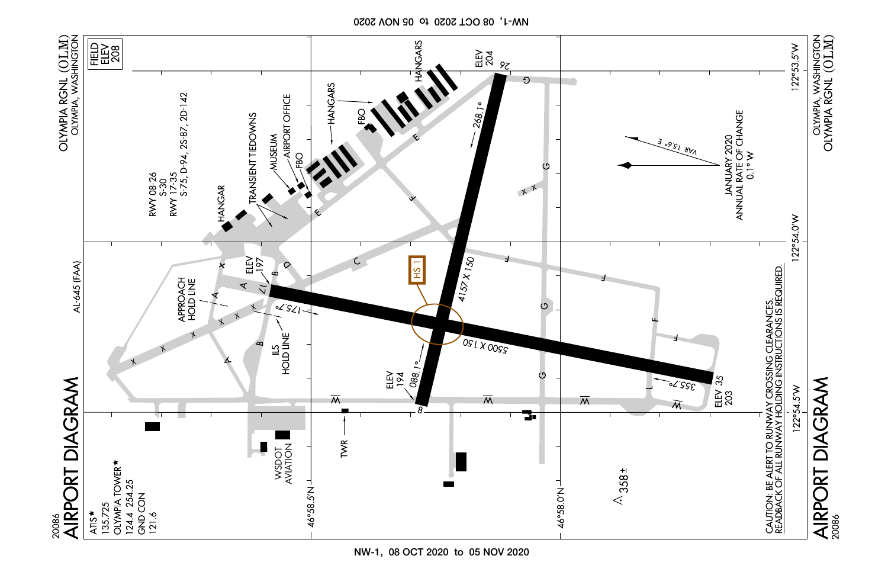# AIRPORT DIAGRAM

20086

AL-645 (FAA)

OLYMPIA RGNL (OLM)
OLYMPIA, WASHINGTON

FIELD ELEV 208

ATIS★
135.725
OLYMPIA TOWER★
124.4 254.25
GND CON
121.6

RWY 08-26
S-30
RWY 17-35
S-75, D-94, 2S-87, 2D-142

JANUARY 2020
ANNUAL RATE OF CHANGE
0.1° W

VAR 15.6° E

HANGAR

TRANSIENT TIEDOWNS

MUSEUM

AIRPORT OFFICE

FBO

HANGARS

FBO

HANGARS

APPROACH HOLD LINE

ILS HOLD LINE

ELEV 197

ELEV 204

ELEV 194

ELEV 203

HS 1

4157 X 150

5500 X 150

268.1°

088.1°

175.7°

355.7°

WSDOT AVIATION

TWR

358±

46°58.5'N

46°58.0'N

122°53.5'W

122°54.0'W

122°54.5'W

CAUTION: BE ALERT TO RUNWAY CROSSING CLEARANCES. READBACK OF ALL RUNWAY HOLDING INSTRUCTIONS IS REQUIRED.

NW-1, 08 OCT 2020 to 05 NOV 2020